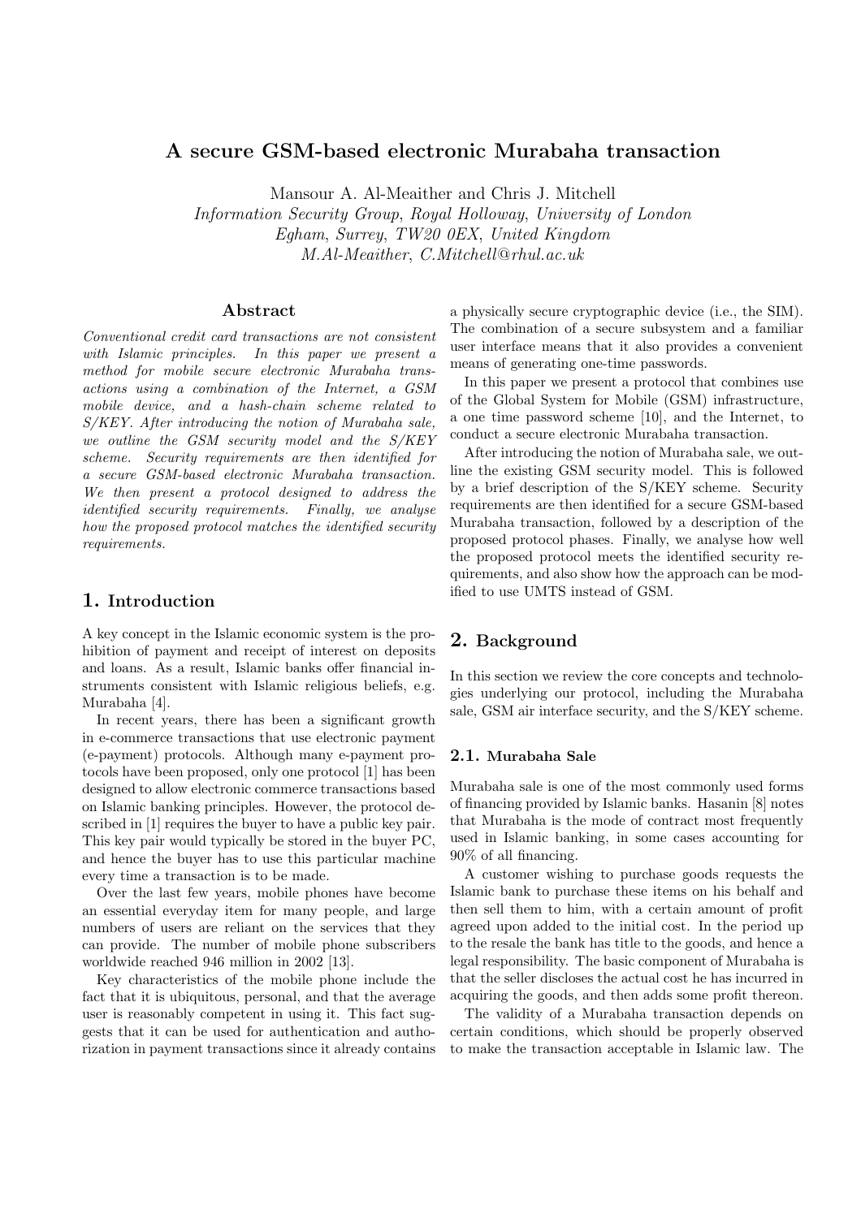# A secure GSM-based electronic Murabaha transaction

Mansour A. Al-Meaither and Chris J. Mitchell

*Information Security Group, Royal Holloway, University of London*
*Egham, Surrey, TW20 0EX, United Kingdom*
*M.Al-Meaither, C.Mitchell@rhul.ac.uk*

## Abstract

*Conventional credit card transactions are not consistent with Islamic principles. In this paper we present a method for mobile secure electronic Murabaha transactions using a combination of the Internet, a GSM mobile device, and a hash-chain scheme related to S/KEY. After introducing the notion of Murabaha sale, we outline the GSM security model and the S/KEY scheme. Security requirements are then identified for a secure GSM-based electronic Murabaha transaction. We then present a protocol designed to address the identified security requirements. Finally, we analyse how the proposed protocol matches the identified security requirements.*

## 1. Introduction

A key concept in the Islamic economic system is the prohibition of payment and receipt of interest on deposits and loans. As a result, Islamic banks offer financial instruments consistent with Islamic religious beliefs, e.g. Murabaha [4].

In recent years, there has been a significant growth in e-commerce transactions that use electronic payment (e-payment) protocols. Although many e-payment protocols have been proposed, only one protocol [1] has been designed to allow electronic commerce transactions based on Islamic banking principles. However, the protocol described in [1] requires the buyer to have a public key pair. This key pair would typically be stored in the buyer PC, and hence the buyer has to use this particular machine every time a transaction is to be made.

Over the last few years, mobile phones have become an essential everyday item for many people, and large numbers of users are reliant on the services that they can provide. The number of mobile phone subscribers worldwide reached 946 million in 2002 [13].

Key characteristics of the mobile phone include the fact that it is ubiquitous, personal, and that the average user is reasonably competent in using it. This fact suggests that it can be used for authentication and authorization in payment transactions since it already contains a physically secure cryptographic device (i.e., the SIM). The combination of a secure subsystem and a familiar user interface means that it also provides a convenient means of generating one-time passwords.

In this paper we present a protocol that combines use of the Global System for Mobile (GSM) infrastructure, a one time password scheme [10], and the Internet, to conduct a secure electronic Murabaha transaction.

After introducing the notion of Murabaha sale, we outline the existing GSM security model. This is followed by a brief description of the S/KEY scheme. Security requirements are then identified for a secure GSM-based Murabaha transaction, followed by a description of the proposed protocol phases. Finally, we analyse how well the proposed protocol meets the identified security requirements, and also show how the approach can be modified to use UMTS instead of GSM.

## 2. Background

In this section we review the core concepts and technologies underlying our protocol, including the Murabaha sale, GSM air interface security, and the S/KEY scheme.

### 2.1. Murabaha Sale

Murabaha sale is one of the most commonly used forms of financing provided by Islamic banks. Hasanin [8] notes that Murabaha is the mode of contract most frequently used in Islamic banking, in some cases accounting for 90% of all financing.

A customer wishing to purchase goods requests the Islamic bank to purchase these items on his behalf and then sell them to him, with a certain amount of profit agreed upon added to the initial cost. In the period up to the resale the bank has title to the goods, and hence a legal responsibility. The basic component of Murabaha is that the seller discloses the actual cost he has incurred in acquiring the goods, and then adds some profit thereon.

The validity of a Murabaha transaction depends on certain conditions, which should be properly observed to make the transaction acceptable in Islamic law. The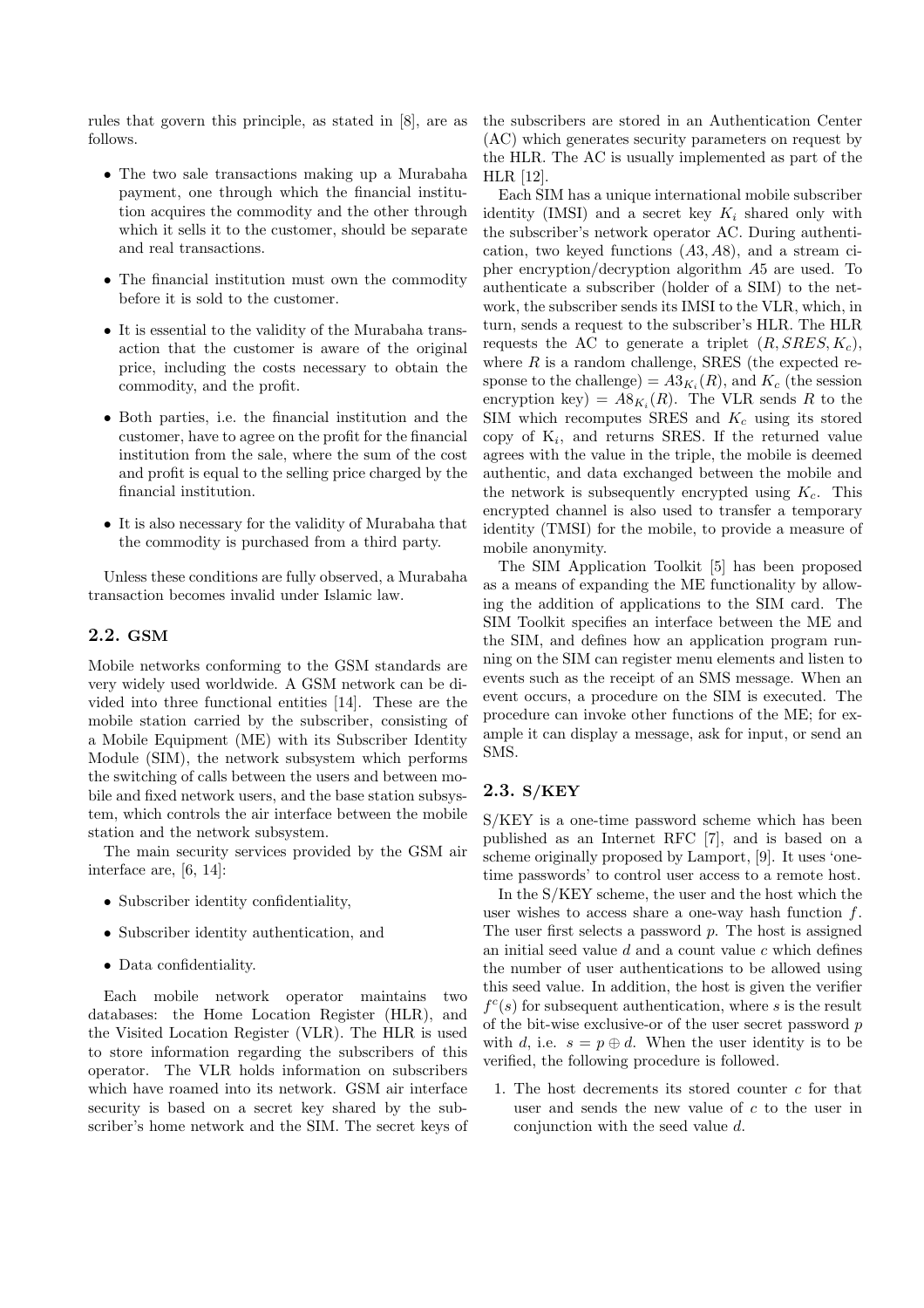rules that govern this principle, as stated in [8], are as follows.

- The two sale transactions making up a Murabaha payment, one through which the financial institution acquires the commodity and the other through which it sells it to the customer, should be separate and real transactions.
- The financial institution must own the commodity before it is sold to the customer.
- It is essential to the validity of the Murabaha transaction that the customer is aware of the original price, including the costs necessary to obtain the commodity, and the profit.
- Both parties, i.e. the financial institution and the customer, have to agree on the profit for the financial institution from the sale, where the sum of the cost and profit is equal to the selling price charged by the financial institution.
- It is also necessary for the validity of Murabaha that the commodity is purchased from a third party.

Unless these conditions are fully observed, a Murabaha transaction becomes invalid under Islamic law.

## 2.2. GSM

Mobile networks conforming to the GSM standards are very widely used worldwide. A GSM network can be divided into three functional entities [14]. These are the mobile station carried by the subscriber, consisting of a Mobile Equipment (ME) with its Subscriber Identity Module (SIM), the network subsystem which performs the switching of calls between the users and between mobile and fixed network users, and the base station subsystem, which controls the air interface between the mobile station and the network subsystem.

The main security services provided by the GSM air interface are, [6, 14]:

- Subscriber identity confidentiality,
- Subscriber identity authentication, and
- Data confidentiality.

Each mobile network operator maintains two databases: the Home Location Register (HLR), and the Visited Location Register (VLR). The HLR is used to store information regarding the subscribers of this operator. The VLR holds information on subscribers which have roamed into its network. GSM air interface security is based on a secret key shared by the subscriber's home network and the SIM. The secret keys of the subscribers are stored in an Authentication Center (AC) which generates security parameters on request by the HLR. The AC is usually implemented as part of the HLR [12].

Each SIM has a unique international mobile subscriber identity (IMSI) and a secret key $K_i$ shared only with the subscriber's network operator AC. During authentication, two keyed functions $(A3, A8)$, and a stream cipher encryption/decryption algorithm $A5$ are used. To authenticate a subscriber (holder of a SIM) to the network, the subscriber sends its IMSI to the VLR, which, in turn, sends a request to the subscriber's HLR. The HLR requests the AC to generate a triplet $(R, SRES, K_c)$, where $R$ is a random challenge, SRES (the expected response to the challenge) $= A3_{K_i}(R)$, and $K_c$ (the session encryption key) $= A8_{K_i}(R)$. The VLR sends $R$ to the SIM which recomputes SRES and $K_c$ using its stored copy of $\mathrm{K}_i$, and returns SRES. If the returned value agrees with the value in the triple, the mobile is deemed authentic, and data exchanged between the mobile and the network is subsequently encrypted using $K_c$. This encrypted channel is also used to transfer a temporary identity (TMSI) for the mobile, to provide a measure of mobile anonymity.

The SIM Application Toolkit [5] has been proposed as a means of expanding the ME functionality by allowing the addition of applications to the SIM card. The SIM Toolkit specifies an interface between the ME and the SIM, and defines how an application program running on the SIM can register menu elements and listen to events such as the receipt of an SMS message. When an event occurs, a procedure on the SIM is executed. The procedure can invoke other functions of the ME; for example it can display a message, ask for input, or send an SMS.

## 2.3. S/KEY

S/KEY is a one-time password scheme which has been published as an Internet RFC [7], and is based on a scheme originally proposed by Lamport, [9]. It uses 'one-time passwords' to control user access to a remote host.

In the S/KEY scheme, the user and the host which the user wishes to access share a one-way hash function $f$. The user first selects a password $p$. The host is assigned an initial seed value $d$ and a count value $c$ which defines the number of user authentications to be allowed using this seed value. In addition, the host is given the verifier $f^c(s)$ for subsequent authentication, where $s$ is the result of the bit-wise exclusive-or of the user secret password $p$ with $d$, i.e. $s = p \oplus d$. When the user identity is to be verified, the following procedure is followed.

1. The host decrements its stored counter $c$ for that user and sends the new value of $c$ to the user in conjunction with the seed value $d$.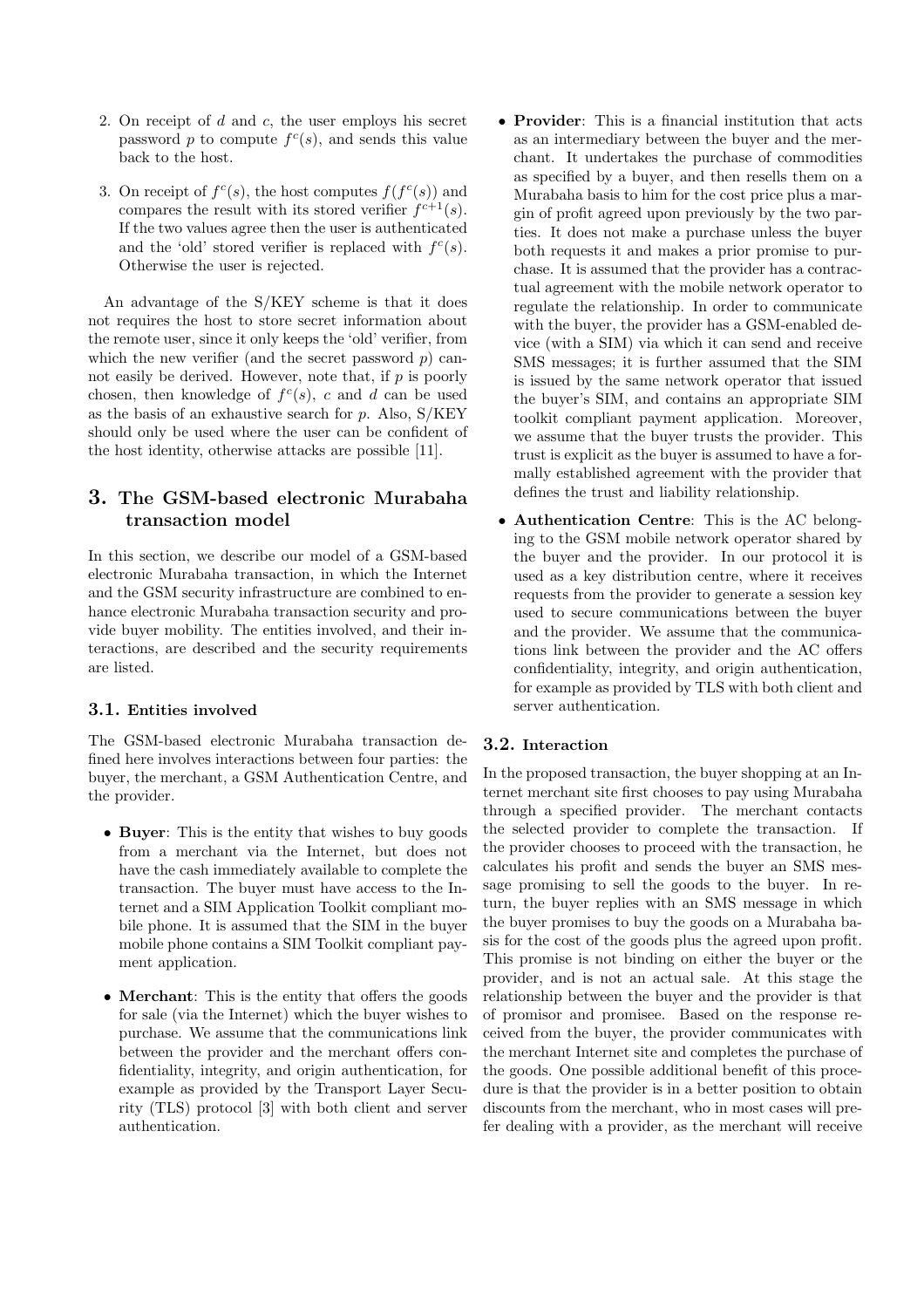2. On receipt of $d$ and $c$, the user employs his secret password $p$ to compute $f^c(s)$, and sends this value back to the host.

3. On receipt of $f^c(s)$, the host computes $f(f^c(s))$ and compares the result with its stored verifier $f^{c+1}(s)$. If the two values agree then the user is authenticated and the 'old' stored verifier is replaced with $f^c(s)$. Otherwise the user is rejected.

An advantage of the S/KEY scheme is that it does not requires the host to store secret information about the remote user, since it only keeps the 'old' verifier, from which the new verifier (and the secret password $p$) cannot easily be derived. However, note that, if $p$ is poorly chosen, then knowledge of $f^c(s)$, $c$ and $d$ can be used as the basis of an exhaustive search for $p$. Also, S/KEY should only be used where the user can be confident of the host identity, otherwise attacks are possible [11].

## 3. The GSM-based electronic Murabaha transaction model

In this section, we describe our model of a GSM-based electronic Murabaha transaction, in which the Internet and the GSM security infrastructure are combined to enhance electronic Murabaha transaction security and provide buyer mobility. The entities involved, and their interactions, are described and the security requirements are listed.

### 3.1. Entities involved

The GSM-based electronic Murabaha transaction defined here involves interactions between four parties: the buyer, the merchant, a GSM Authentication Centre, and the provider.

- **Buyer**: This is the entity that wishes to buy goods from a merchant via the Internet, but does not have the cash immediately available to complete the transaction. The buyer must have access to the Internet and a SIM Application Toolkit compliant mobile phone. It is assumed that the SIM in the buyer mobile phone contains a SIM Toolkit compliant payment application.

- **Merchant**: This is the entity that offers the goods for sale (via the Internet) which the buyer wishes to purchase. We assume that the communications link between the provider and the merchant offers confidentiality, integrity, and origin authentication, for example as provided by the Transport Layer Security (TLS) protocol [3] with both client and server authentication.

- **Provider**: This is a financial institution that acts as an intermediary between the buyer and the merchant. It undertakes the purchase of commodities as specified by a buyer, and then resells them on a Murabaha basis to him for the cost price plus a margin of profit agreed upon previously by the two parties. It does not make a purchase unless the buyer both requests it and makes a prior promise to purchase. It is assumed that the provider has a contractual agreement with the mobile network operator to regulate the relationship. In order to communicate with the buyer, the provider has a GSM-enabled device (with a SIM) via which it can send and receive SMS messages; it is further assumed that the SIM is issued by the same network operator that issued the buyer's SIM, and contains an appropriate SIM toolkit compliant payment application. Moreover, we assume that the buyer trusts the provider. This trust is explicit as the buyer is assumed to have a formally established agreement with the provider that defines the trust and liability relationship.

- **Authentication Centre**: This is the AC belonging to the GSM mobile network operator shared by the buyer and the provider. In our protocol it is used as a key distribution centre, where it receives requests from the provider to generate a session key used to secure communications between the buyer and the provider. We assume that the communications link between the provider and the AC offers confidentiality, integrity, and origin authentication, for example as provided by TLS with both client and server authentication.

### 3.2. Interaction

In the proposed transaction, the buyer shopping at an Internet merchant site first chooses to pay using Murabaha through a specified provider. The merchant contacts the selected provider to complete the transaction. If the provider chooses to proceed with the transaction, he calculates his profit and sends the buyer an SMS message promising to sell the goods to the buyer. In return, the buyer replies with an SMS message in which the buyer promises to buy the goods on a Murabaha basis for the cost of the goods plus the agreed upon profit. This promise is not binding on either the buyer or the provider, and is not an actual sale. At this stage the relationship between the buyer and the provider is that of promisor and promisee. Based on the response received from the buyer, the provider communicates with the merchant Internet site and completes the purchase of the goods. One possible additional benefit of this procedure is that the provider is in a better position to obtain discounts from the merchant, who in most cases will prefer dealing with a provider, as the merchant will receive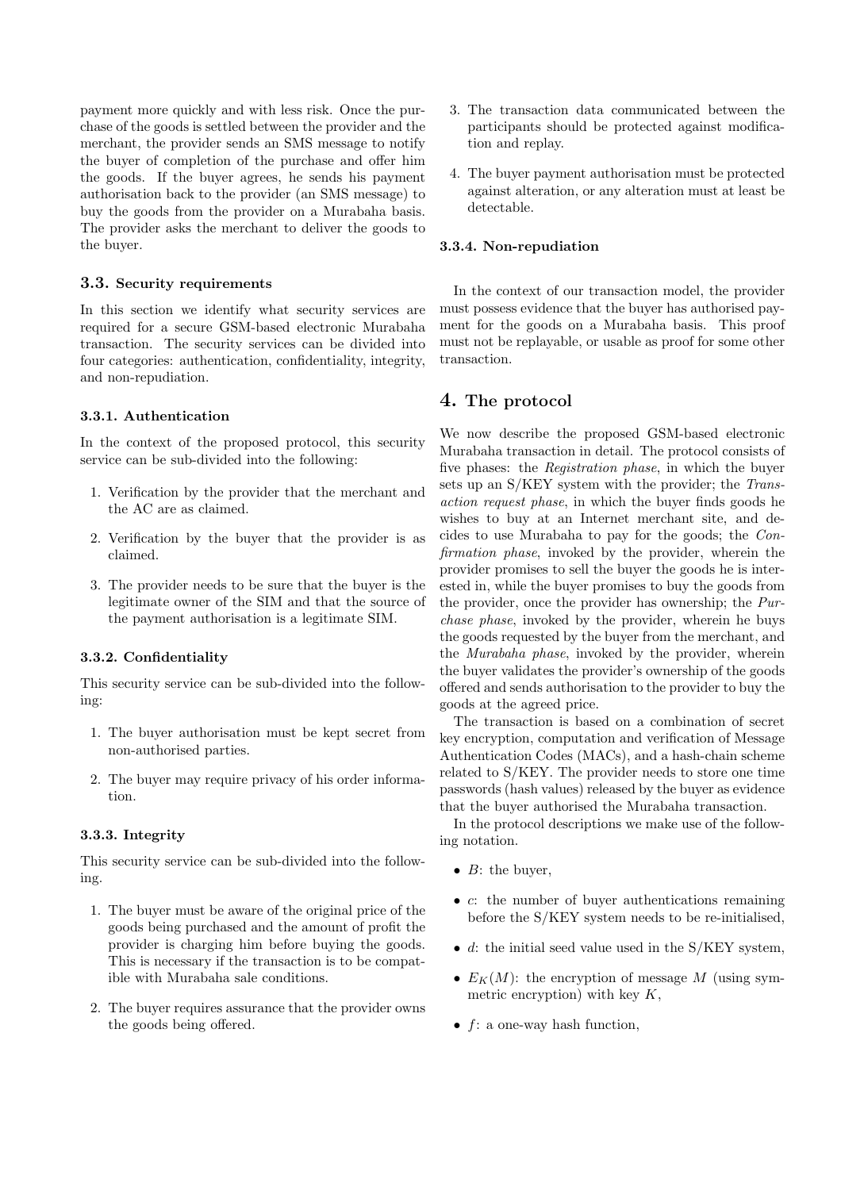payment more quickly and with less risk. Once the purchase of the goods is settled between the provider and the merchant, the provider sends an SMS message to notify the buyer of completion of the purchase and offer him the goods. If the buyer agrees, he sends his payment authorisation back to the provider (an SMS message) to buy the goods from the provider on a Murabaha basis. The provider asks the merchant to deliver the goods to the buyer.

### 3.3. Security requirements

In this section we identify what security services are required for a secure GSM-based electronic Murabaha transaction. The security services can be divided into four categories: authentication, confidentiality, integrity, and non-repudiation.

#### 3.3.1. Authentication

In the context of the proposed protocol, this security service can be sub-divided into the following:

1. Verification by the provider that the merchant and the AC are as claimed.
2. Verification by the buyer that the provider is as claimed.
3. The provider needs to be sure that the buyer is the legitimate owner of the SIM and that the source of the payment authorisation is a legitimate SIM.

#### 3.3.2. Confidentiality

This security service can be sub-divided into the following:

1. The buyer authorisation must be kept secret from non-authorised parties.
2. The buyer may require privacy of his order information.

#### 3.3.3. Integrity

This security service can be sub-divided into the following.

1. The buyer must be aware of the original price of the goods being purchased and the amount of profit the provider is charging him before buying the goods. This is necessary if the transaction is to be compatible with Murabaha sale conditions.
2. The buyer requires assurance that the provider owns the goods being offered.
3. The transaction data communicated between the participants should be protected against modification and replay.
4. The buyer payment authorisation must be protected against alteration, or any alteration must at least be detectable.

#### 3.3.4. Non-repudiation

In the context of our transaction model, the provider must possess evidence that the buyer has authorised payment for the goods on a Murabaha basis. This proof must not be replayable, or usable as proof for some other transaction.

## 4. The protocol

We now describe the proposed GSM-based electronic Murabaha transaction in detail. The protocol consists of five phases: the *Registration phase*, in which the buyer sets up an S/KEY system with the provider; the *Transaction request phase*, in which the buyer finds goods he wishes to buy at an Internet merchant site, and decides to use Murabaha to pay for the goods; the *Confirmation phase*, invoked by the provider, wherein the provider promises to sell the buyer the goods he is interested in, while the buyer promises to buy the goods from the provider, once the provider has ownership; the *Purchase phase*, invoked by the provider, wherein he buys the goods requested by the buyer from the merchant, and the *Murabaha phase*, invoked by the provider, wherein the buyer validates the provider's ownership of the goods offered and sends authorisation to the provider to buy the goods at the agreed price.

The transaction is based on a combination of secret key encryption, computation and verification of Message Authentication Codes (MACs), and a hash-chain scheme related to S/KEY. The provider needs to store one time passwords (hash values) released by the buyer as evidence that the buyer authorised the Murabaha transaction.

In the protocol descriptions we make use of the following notation.

- $B$: the buyer,
- $c$: the number of buyer authentications remaining before the S/KEY system needs to be re-initialised,
- $d$: the initial seed value used in the S/KEY system,
- $E_K(M)$: the encryption of message $M$ (using symmetric encryption) with key $K$,
- $f$: a one-way hash function,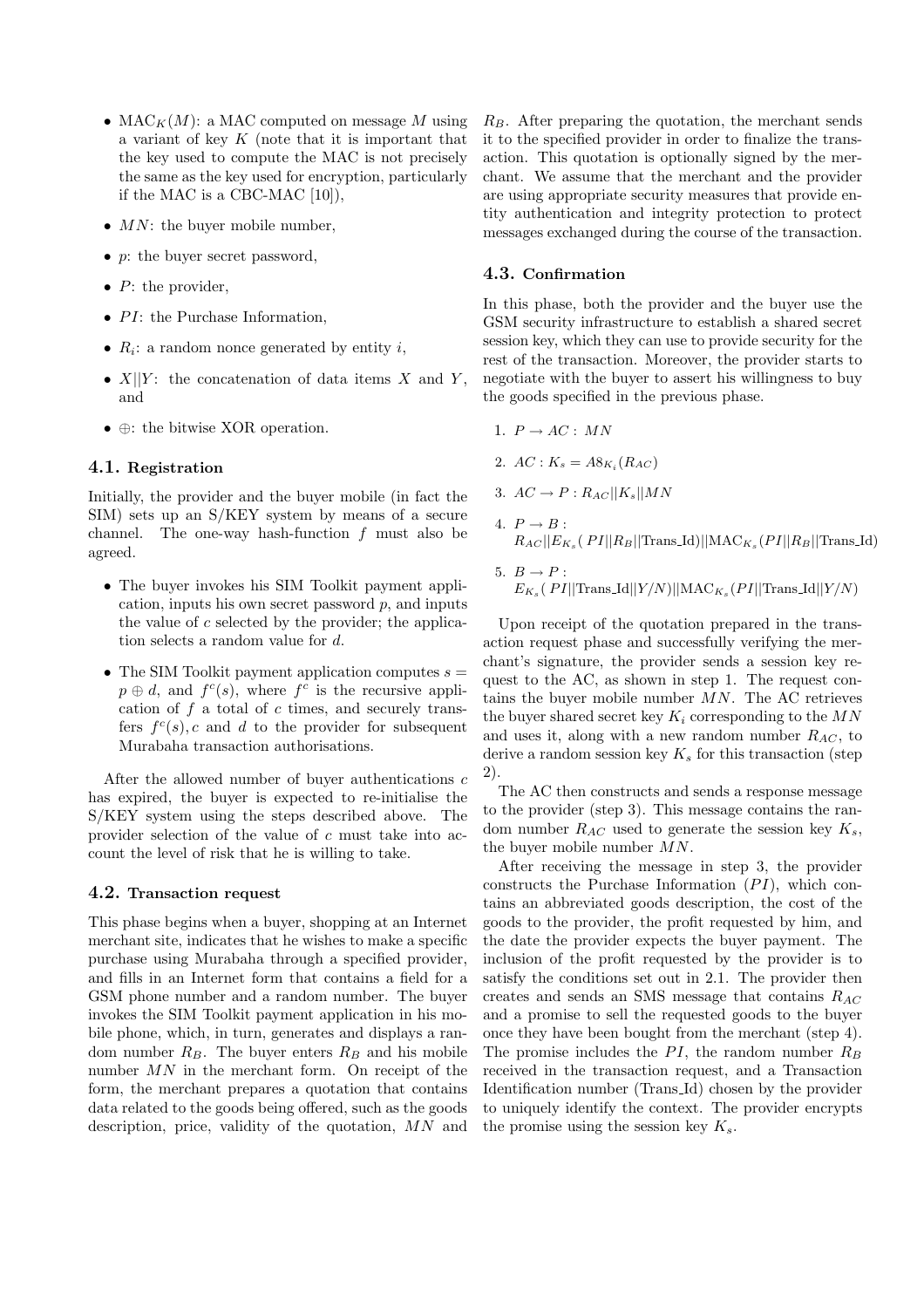- $\text{MAC}_K(M)$: a MAC computed on message $M$ using a variant of key $K$ (note that it is important that the key used to compute the MAC is not precisely the same as the key used for encryption, particularly if the MAC is a CBC-MAC [10]),
- $MN$: the buyer mobile number,
- $p$: the buyer secret password,
- $P$: the provider,
- $PI$: the Purchase Information,
- $R_i$: a random nonce generated by entity $i$,
- $X||Y$: the concatenation of data items $X$ and $Y$, and
- $\oplus$: the bitwise XOR operation.

### 4.1. Registration

Initially, the provider and the buyer mobile (in fact the SIM) sets up an S/KEY system by means of a secure channel. The one-way hash-function $f$ must also be agreed.

- The buyer invokes his SIM Toolkit payment application, inputs his own secret password $p$, and inputs the value of $c$ selected by the provider; the application selects a random value for $d$.
- The SIM Toolkit payment application computes $s = p \oplus d$, and $f^c(s)$, where $f^c$ is the recursive application of $f$ a total of $c$ times, and securely transfers $f^c(s), c$ and $d$ to the provider for subsequent Murabaha transaction authorisations.

After the allowed number of buyer authentications $c$ has expired, the buyer is expected to re-initialise the S/KEY system using the steps described above. The provider selection of the value of $c$ must take into account the level of risk that he is willing to take.

### 4.2. Transaction request

This phase begins when a buyer, shopping at an Internet merchant site, indicates that he wishes to make a specific purchase using Murabaha through a specified provider, and fills in an Internet form that contains a field for a GSM phone number and a random number. The buyer invokes the SIM Toolkit payment application in his mobile phone, which, in turn, generates and displays a random number $R_B$. The buyer enters $R_B$ and his mobile number $MN$ in the merchant form. On receipt of the form, the merchant prepares a quotation that contains data related to the goods being offered, such as the goods description, price, validity of the quotation, $MN$ and $R_B$. After preparing the quotation, the merchant sends it to the specified provider in order to finalize the transaction. This quotation is optionally signed by the merchant. We assume that the merchant and the provider are using appropriate security measures that provide entity authentication and integrity protection to protect messages exchanged during the course of the transaction.

### 4.3. Confirmation

In this phase, both the provider and the buyer use the GSM security infrastructure to establish a shared secret session key, which they can use to provide security for the rest of the transaction. Moreover, the provider starts to negotiate with the buyer to assert his willingness to buy the goods specified in the previous phase.

1. $P \rightarrow AC : MN$
2. $AC : K_s = A8_{K_i}(R_{AC})$
3. $AC \rightarrow P : R_{AC}||K_s||MN$
4. $P \rightarrow B :$ $R_{AC}||E_{K_s}(PI||R_B||\text{Trans\_Id})||\text{MAC}_{K_s}(PI||R_B||\text{Trans\_Id})$
5. $B \rightarrow P :$ $E_{K_s}(PI||\text{Trans\_Id}||Y/N)||\text{MAC}_{K_s}(PI||\text{Trans\_Id}||Y/N)$

Upon receipt of the quotation prepared in the transaction request phase and successfully verifying the merchant's signature, the provider sends a session key request to the AC, as shown in step 1. The request contains the buyer mobile number $MN$. The AC retrieves the buyer shared secret key $K_i$ corresponding to the $MN$ and uses it, along with a new random number $R_{AC}$, to derive a random session key $K_s$ for this transaction (step 2).

The AC then constructs and sends a response message to the provider (step 3). This message contains the random number $R_{AC}$ used to generate the session key $K_s$, the buyer mobile number $MN$.

After receiving the message in step 3, the provider constructs the Purchase Information ($PI$), which contains an abbreviated goods description, the cost of the goods to the provider, the profit requested by him, and the date the provider expects the buyer payment. The inclusion of the profit requested by the provider is to satisfy the conditions set out in 2.1. The provider then creates and sends an SMS message that contains $R_{AC}$ and a promise to sell the requested goods to the buyer once they have been bought from the merchant (step 4). The promise includes the $PI$, the random number $R_B$ received in the transaction request, and a Transaction Identification number (Trans_Id) chosen by the provider to uniquely identify the context. The provider encrypts the promise using the session key $K_s$.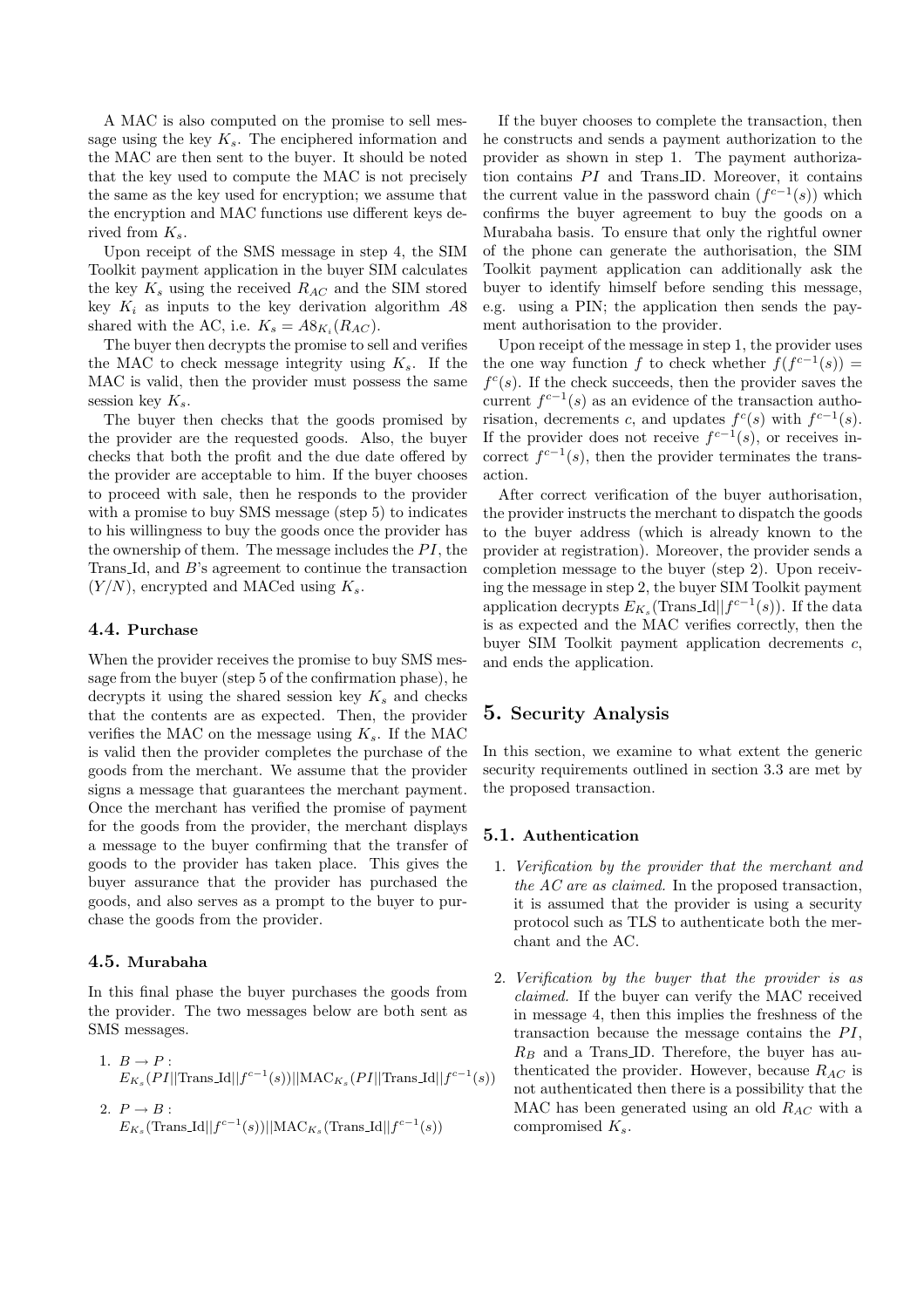A MAC is also computed on the promise to sell message using the key $K_s$. The enciphered information and the MAC are then sent to the buyer. It should be noted that the key used to compute the MAC is not precisely the same as the key used for encryption; we assume that the encryption and MAC functions use different keys derived from $K_s$.

Upon receipt of the SMS message in step 4, the SIM Toolkit payment application in the buyer SIM calculates the key $K_s$ using the received $R_{AC}$ and the SIM stored key $K_i$ as inputs to the key derivation algorithm $A8$ shared with the AC, i.e. $K_s = A8_{K_i}(R_{AC})$.

The buyer then decrypts the promise to sell and verifies the MAC to check message integrity using $K_s$. If the MAC is valid, then the provider must possess the same session key $K_s$.

The buyer then checks that the goods promised by the provider are the requested goods. Also, the buyer checks that both the profit and the due date offered by the provider are acceptable to him. If the buyer chooses to proceed with sale, then he responds to the provider with a promise to buy SMS message (step 5) to indicates to his willingness to buy the goods once the provider has the ownership of them. The message includes the $PI$, the Trans_Id, and $B$'s agreement to continue the transaction $(Y/N)$, encrypted and MACed using $K_s$.

### 4.4. Purchase

When the provider receives the promise to buy SMS message from the buyer (step 5 of the confirmation phase), he decrypts it using the shared session key $K_s$ and checks that the contents are as expected. Then, the provider verifies the MAC on the message using $K_s$. If the MAC is valid then the provider completes the purchase of the goods from the merchant. We assume that the provider signs a message that guarantees the merchant payment. Once the merchant has verified the promise of payment for the goods from the provider, the merchant displays a message to the buyer confirming that the transfer of goods to the provider has taken place. This gives the buyer assurance that the provider has purchased the goods, and also serves as a prompt to the buyer to purchase the goods from the provider.

### 4.5. Murabaha

In this final phase the buyer purchases the goods from the provider. The two messages below are both sent as SMS messages.

1. $B \rightarrow P$:
   $E_{K_s}(PI||\text{Trans\_Id}||f^{c-1}(s))||\text{MAC}_{K_s}(PI||\text{Trans\_Id}||f^{c-1}(s))$

2. $P \rightarrow B$:
   $E_{K_s}(\text{Trans\_Id}||f^{c-1}(s))||\text{MAC}_{K_s}(\text{Trans\_Id}||f^{c-1}(s))$

If the buyer chooses to complete the transaction, then he constructs and sends a payment authorization to the provider as shown in step 1. The payment authorization contains $PI$ and Trans_ID. Moreover, it contains the current value in the password chain $(f^{c-1}(s))$ which confirms the buyer agreement to buy the goods on a Murabaha basis. To ensure that only the rightful owner of the phone can generate the authorisation, the SIM Toolkit payment application can additionally ask the buyer to identify himself before sending this message, e.g. using a PIN; the application then sends the payment authorisation to the provider.

Upon receipt of the message in step 1, the provider uses the one way function $f$ to check whether $f(f^{c-1}(s)) = f^c(s)$. If the check succeeds, then the provider saves the current $f^{c-1}(s)$ as an evidence of the transaction authorisation, decrements $c$, and updates $f^c(s)$ with $f^{c-1}(s)$. If the provider does not receive $f^{c-1}(s)$, or receives incorrect $f^{c-1}(s)$, then the provider terminates the transaction.

After correct verification of the buyer authorisation, the provider instructs the merchant to dispatch the goods to the buyer address (which is already known to the provider at registration). Moreover, the provider sends a completion message to the buyer (step 2). Upon receiving the message in step 2, the buyer SIM Toolkit payment application decrypts $E_{K_s}(\text{Trans\_Id}||f^{c-1}(s))$. If the data is as expected and the MAC verifies correctly, then the buyer SIM Toolkit payment application decrements $c$, and ends the application.

## 5. Security Analysis

In this section, we examine to what extent the generic security requirements outlined in section 3.3 are met by the proposed transaction.

### 5.1. Authentication

1. *Verification by the provider that the merchant and the AC are as claimed.* In the proposed transaction, it is assumed that the provider is using a security protocol such as TLS to authenticate both the merchant and the AC.

2. *Verification by the buyer that the provider is as claimed.* If the buyer can verify the MAC received in message 4, then this implies the freshness of the transaction because the message contains the $PI$, $R_B$ and a Trans_ID. Therefore, the buyer has authenticated the provider. However, because $R_{AC}$ is not authenticated then there is a possibility that the MAC has been generated using an old $R_{AC}$ with a compromised $K_s$.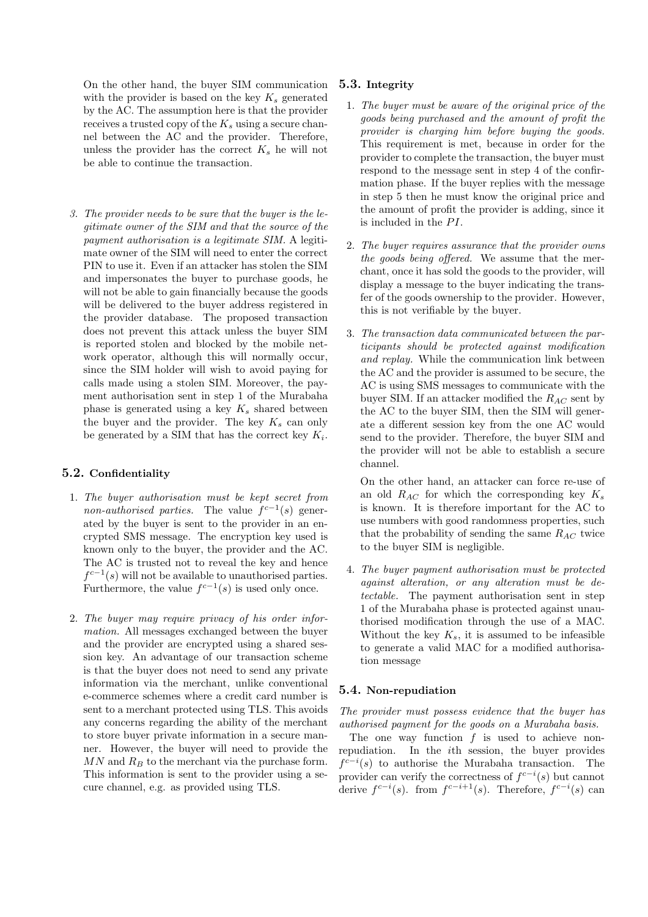On the other hand, the buyer SIM communication with the provider is based on the key $K_s$ generated by the AC. The assumption here is that the provider receives a trusted copy of the $K_s$ using a secure channel between the AC and the provider. Therefore, unless the provider has the correct $K_s$ he will not be able to continue the transaction.

3. *The provider needs to be sure that the buyer is the legitimate owner of the SIM and that the source of the payment authorisation is a legitimate SIM.* A legitimate owner of the SIM will need to enter the correct PIN to use it. Even if an attacker has stolen the SIM and impersonates the buyer to purchase goods, he will not be able to gain financially because the goods will be delivered to the buyer address registered in the provider database. The proposed transaction does not prevent this attack unless the buyer SIM is reported stolen and blocked by the mobile network operator, although this will normally occur, since the SIM holder will wish to avoid paying for calls made using a stolen SIM. Moreover, the payment authorisation sent in step 1 of the Murabaha phase is generated using a key $K_s$ shared between the buyer and the provider. The key $K_s$ can only be generated by a SIM that has the correct key $K_i$.

### 5.2. Confidentiality

1. *The buyer authorisation must be kept secret from non-authorised parties.* The value $f^{c-1}(s)$ generated by the buyer is sent to the provider in an encrypted SMS message. The encryption key used is known only to the buyer, the provider and the AC. The AC is trusted not to reveal the key and hence $f^{c-1}(s)$ will not be available to unauthorised parties. Furthermore, the value $f^{c-1}(s)$ is used only once.

2. *The buyer may require privacy of his order information.* All messages exchanged between the buyer and the provider are encrypted using a shared session key. An advantage of our transaction scheme is that the buyer does not need to send any private information via the merchant, unlike conventional e-commerce schemes where a credit card number is sent to a merchant protected using TLS. This avoids any concerns regarding the ability of the merchant to store buyer private information in a secure manner. However, the buyer will need to provide the $MN$ and $R_B$ to the merchant via the purchase form. This information is sent to the provider using a secure channel, e.g. as provided using TLS.

### 5.3. Integrity

1. *The buyer must be aware of the original price of the goods being purchased and the amount of profit the provider is charging him before buying the goods.* This requirement is met, because in order for the provider to complete the transaction, the buyer must respond to the message sent in step 4 of the confirmation phase. If the buyer replies with the message in step 5 then he must know the original price and the amount of profit the provider is adding, since it is included in the $PI$.

2. *The buyer requires assurance that the provider owns the goods being offered.* We assume that the merchant, once it has sold the goods to the provider, will display a message to the buyer indicating the transfer of the goods ownership to the provider. However, this is not verifiable by the buyer.

3. *The transaction data communicated between the participants should be protected against modification and replay.* While the communication link between the AC and the provider is assumed to be secure, the AC is using SMS messages to communicate with the buyer SIM. If an attacker modified the $R_{AC}$ sent by the AC to the buyer SIM, then the SIM will generate a different session key from the one AC would send to the provider. Therefore, the buyer SIM and the provider will not be able to establish a secure channel.

   On the other hand, an attacker can force re-use of an old $R_{AC}$ for which the corresponding key $K_s$ is known. It is therefore important for the AC to use numbers with good randomness properties, such that the probability of sending the same $R_{AC}$ twice to the buyer SIM is negligible.

4. *The buyer payment authorisation must be protected against alteration, or any alteration must be detectable.* The payment authorisation sent in step 1 of the Murabaha phase is protected against unauthorised modification through the use of a MAC. Without the key $K_s$, it is assumed to be infeasible to generate a valid MAC for a modified authorisation message

### 5.4. Non-repudiation

*The provider must possess evidence that the buyer has authorised payment for the goods on a Murabaha basis.*

The one way function $f$ is used to achieve non-repudiation. In the $i$th session, the buyer provides $f^{c-i}(s)$ to authorise the Murabaha transaction. The provider can verify the correctness of $f^{c-i}(s)$ but cannot derive $f^{c-i}(s)$. from $f^{c-i+1}(s)$. Therefore, $f^{c-i}(s)$ can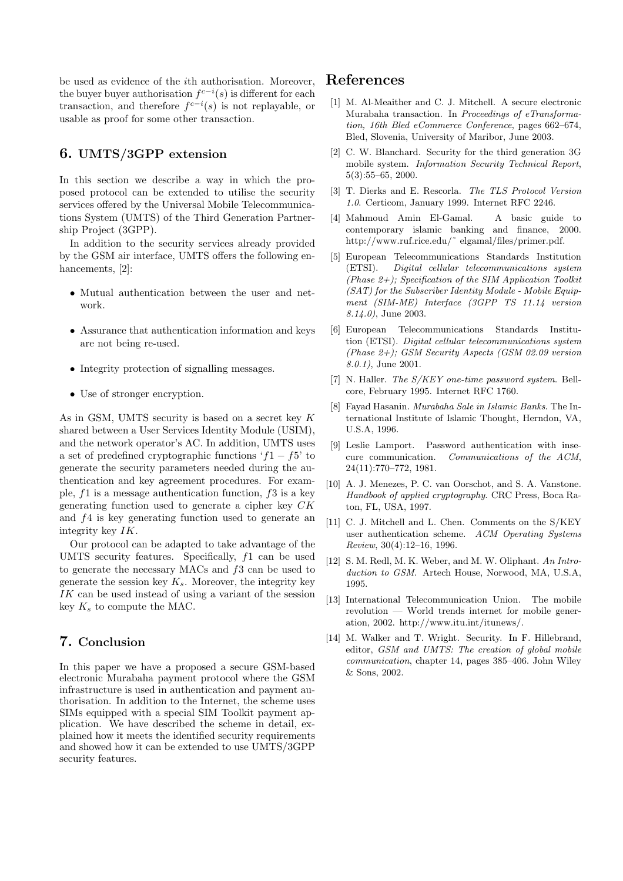be used as evidence of the $i$th authorisation. Moreover, the buyer buyer authorisation $f^{c-i}(s)$ is different for each transaction, and therefore $f^{c-i}(s)$ is not replayable, or usable as proof for some other transaction.

## 6. UMTS/3GPP extension

In this section we describe a way in which the proposed protocol can be extended to utilise the security services offered by the Universal Mobile Telecommunications System (UMTS) of the Third Generation Partnership Project (3GPP).

In addition to the security services already provided by the GSM air interface, UMTS offers the following enhancements, [2]:

- Mutual authentication between the user and network.
- Assurance that authentication information and keys are not being re-used.
- Integrity protection of signalling messages.
- Use of stronger encryption.

As in GSM, UMTS security is based on a secret key $K$ shared between a User Services Identity Module (USIM), and the network operator's AC. In addition, UMTS uses a set of predefined cryptographic functions '$f1 - f5$' to generate the security parameters needed during the authentication and key agreement procedures. For example, $f1$ is a message authentication function, $f3$ is a key generating function used to generate a cipher key $CK$ and $f4$ is key generating function used to generate an integrity key $IK$.

Our protocol can be adapted to take advantage of the UMTS security features. Specifically, $f1$ can be used to generate the necessary MACs and $f3$ can be used to generate the session key $K_s$. Moreover, the integrity key $IK$ can be used instead of using a variant of the session key $K_s$ to compute the MAC.

## 7. Conclusion

In this paper we have a proposed a secure GSM-based electronic Murabaha payment protocol where the GSM infrastructure is used in authentication and payment authorisation. In addition to the Internet, the scheme uses SIMs equipped with a special SIM Toolkit payment application. We have described the scheme in detail, explained how it meets the identified security requirements and showed how it can be extended to use UMTS/3GPP security features.

## References

[1] M. Al-Meaither and C. J. Mitchell. A secure electronic Murabaha transaction. In *Proceedings of eTransformation, 16th Bled eCommerce Conference*, pages 662–674, Bled, Slovenia, University of Maribor, June 2003.

[2] C. W. Blanchard. Security for the third generation 3G mobile system. *Information Security Technical Report*, 5(3):55–65, 2000.

[3] T. Dierks and E. Rescorla. *The TLS Protocol Version 1.0*. Certicom, January 1999. Internet RFC 2246.

[4] Mahmoud Amin El-Gamal. A basic guide to contemporary islamic banking and finance, 2000. http://www.ruf.rice.edu/~ elgamal/files/primer.pdf.

[5] European Telecommunications Standards Institution (ETSI). *Digital cellular telecommunications system (Phase 2+); Specification of the SIM Application Toolkit (SAT) for the Subscriber Identity Module - Mobile Equipment (SIM-ME) Interface (3GPP TS 11.14 version 8.14.0)*, June 2003.

[6] European Telecommunications Standards Institution (ETSI). *Digital cellular telecommunications system (Phase 2+); GSM Security Aspects (GSM 02.09 version 8.0.1)*, June 2001.

[7] N. Haller. *The S/KEY one-time password system*. Bellcore, February 1995. Internet RFC 1760.

[8] Fayad Hasanin. *Murabaha Sale in Islamic Banks*. The International Institute of Islamic Thought, Herndon, VA, U.S.A, 1996.

[9] Leslie Lamport. Password authentication with insecure communication. *Communications of the ACM*, 24(11):770–772, 1981.

[10] A. J. Menezes, P. C. van Oorschot, and S. A. Vanstone. *Handbook of applied cryptography*. CRC Press, Boca Raton, FL, USA, 1997.

[11] C. J. Mitchell and L. Chen. Comments on the S/KEY user authentication scheme. *ACM Operating Systems Review*, 30(4):12–16, 1996.

[12] S. M. Redl, M. K. Weber, and M. W. Oliphant. *An Introduction to GSM*. Artech House, Norwood, MA, U.S.A, 1995.

[13] International Telecommunication Union. The mobile revolution — World trends internet for mobile generation, 2002. http://www.itu.int/itunews/.

[14] M. Walker and T. Wright. Security. In F. Hillebrand, editor, *GSM and UMTS: The creation of global mobile communication*, chapter 14, pages 385–406. John Wiley & Sons, 2002.